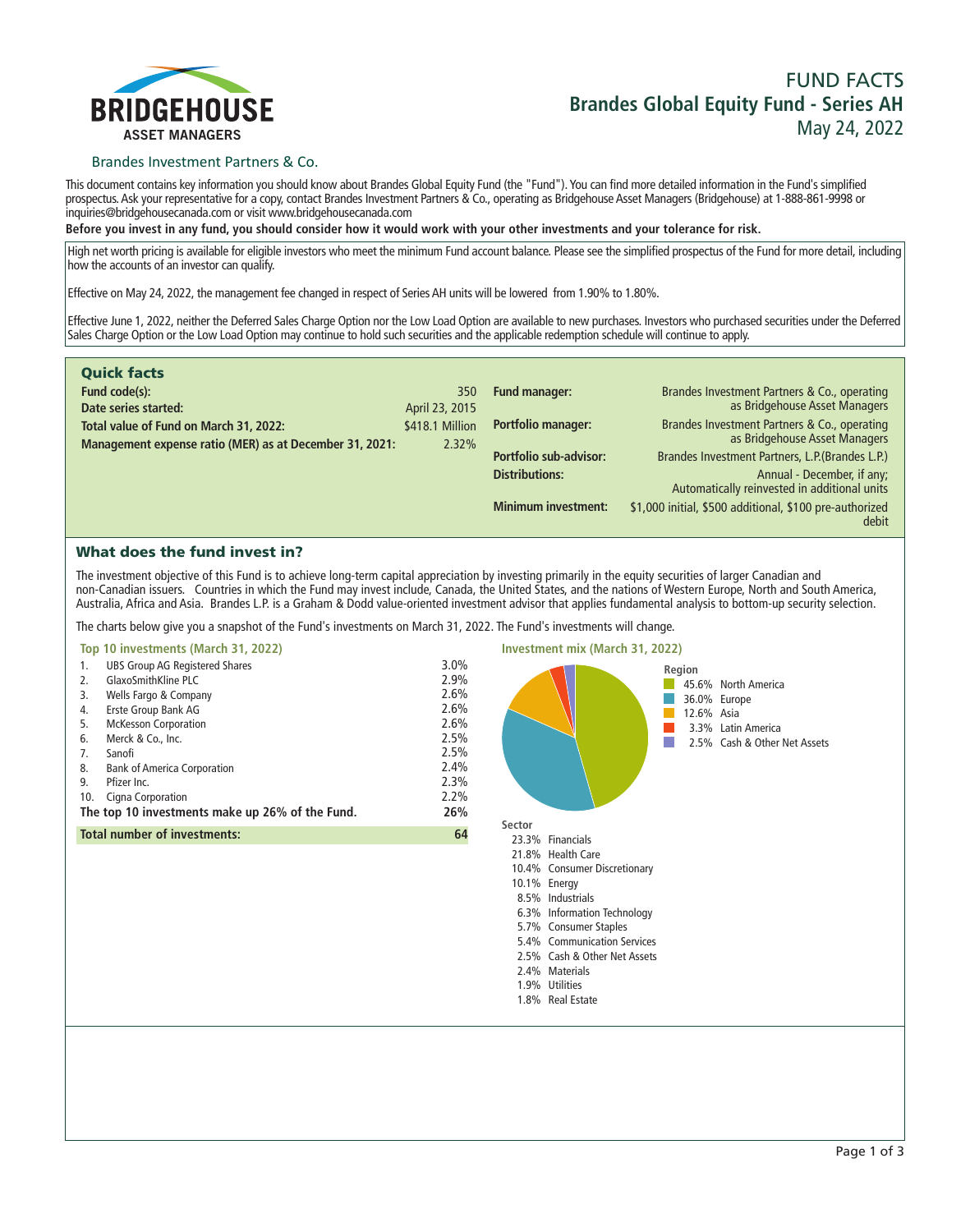BRIDGEHOUSE
ASSET MANAGERS

Brandes Investment Partners & Co.

# FUND FACTS
## Brandes Global Equity Fund - Series AH
May 24, 2022

This document contains key information you should know about Brandes Global Equity Fund (the "Fund"). You can find more detailed information in the Fund's simplified prospectus. Ask your representative for a copy, contact Brandes Investment Partners & Co., operating as Bridgehouse Asset Managers (Bridgehouse) at 1-888-861-9998 or inquiries@bridgehousecanada.com or visit www.bridgehousecanada.com

**Before you invest in any fund, you should consider how it would work with your other investments and your tolerance for risk.**

High net worth pricing is available for eligible investors who meet the minimum Fund account balance. Please see the simplified prospectus of the Fund for more detail, including how the accounts of an investor can qualify.

Effective on May 24, 2022, the management fee changed in respect of Series AH units will be lowered from 1.90% to 1.80%.

Effective June 1, 2022, neither the Deferred Sales Charge Option nor the Low Load Option are available to new purchases. Investors who purchased securities under the Deferred Sales Charge Option or the Low Load Option may continue to hold such securities and the applicable redemption schedule will continue to apply.

## Quick facts

| | |
|---|---|
| **Fund code(s):** | 350 |
| **Date series started:** | April 23, 2015 |
| **Total value of Fund on March 31, 2022:** | $418.1 Million |
| **Management expense ratio (MER) as at December 31, 2021:** | 2.32% |

| | |
|---|---|
| **Fund manager:** | Brandes Investment Partners & Co., operating as Bridgehouse Asset Managers |
| **Portfolio manager:** | Brandes Investment Partners & Co., operating as Bridgehouse Asset Managers |
| **Portfolio sub-advisor:** | Brandes Investment Partners, L.P.(Brandes L.P.) |
| **Distributions:** | Annual - December, if any; Automatically reinvested in additional units |
| **Minimum investment:** | $1,000 initial, $500 additional, $100 pre-authorized debit |

## What does the fund invest in?

The investment objective of this Fund is to achieve long-term capital appreciation by investing primarily in the equity securities of larger Canadian and non-Canadian issuers. Countries in which the Fund may invest include, Canada, the United States, and the nations of Western Europe, North and South America, Australia, Africa and Asia. Brandes L.P. is a Graham & Dodd value-oriented investment advisor that applies fundamental analysis to bottom-up security selection.

The charts below give you a snapshot of the Fund's investments on March 31, 2022. The Fund's investments will change.

### Top 10 investments (March 31, 2022)

| | | |
|---|---|---|
| 1. | UBS Group AG Registered Shares | 3.0% |
| 2. | GlaxoSmithKline PLC | 2.9% |
| 3. | Wells Fargo & Company | 2.6% |
| 4. | Erste Group Bank AG | 2.6% |
| 5. | McKesson Corporation | 2.6% |
| 6. | Merck & Co., Inc. | 2.5% |
| 7. | Sanofi | 2.5% |
| 8. | Bank of America Corporation | 2.4% |
| 9. | Pfizer Inc. | 2.3% |
| 10. | Cigna Corporation | 2.2% |
| | **The top 10 investments make up 26% of the Fund.** | **26%** |
| | **Total number of investments:** | **64** |

### Investment mix (March 31, 2022)

**Region**

| | |
|---|---|
| 45.6% | North America |
| 36.0% | Europe |
| 12.6% | Asia |
| 3.3% | Latin America |
| 2.5% | Cash & Other Net Assets |

**Sector**

| | |
|---|---|
| 23.3% | Financials |
| 21.8% | Health Care |
| 10.4% | Consumer Discretionary |
| 10.1% | Energy |
| 8.5% | Industrials |
| 6.3% | Information Technology |
| 5.7% | Consumer Staples |
| 5.4% | Communication Services |
| 2.5% | Cash & Other Net Assets |
| 2.4% | Materials |
| 1.9% | Utilities |
| 1.8% | Real Estate |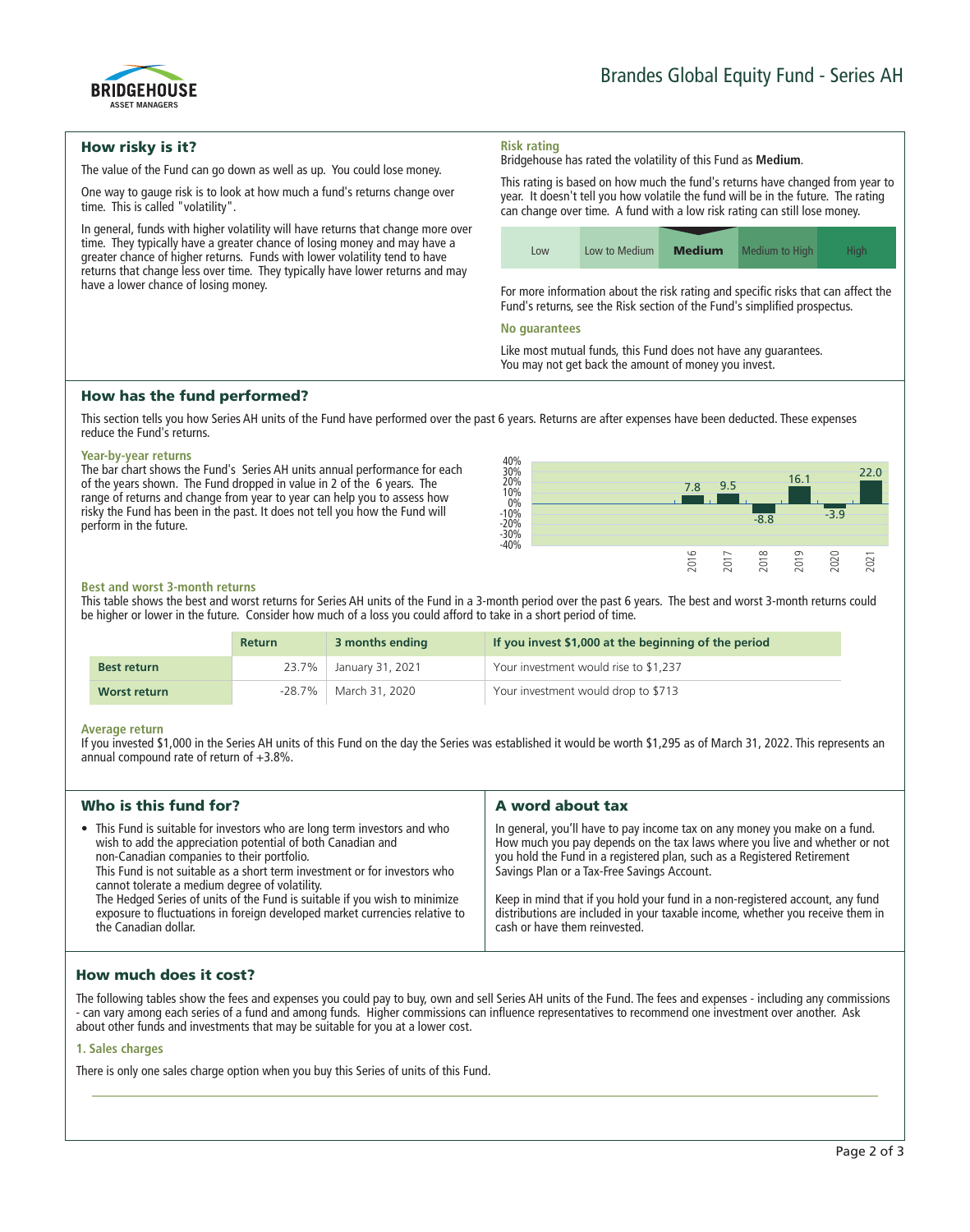# Brandes Global Equity Fund - Series AH

## How risky is it?

The value of the Fund can go down as well as up. You could lose money.

One way to gauge risk is to look at how much a fund's returns change over time. This is called "volatility".

In general, funds with higher volatility will have returns that change more over time. They typically have a greater chance of losing money and may have a greater chance of higher returns. Funds with lower volatility tend to have returns that change less over time. They typically have lower returns and may have a lower chance of losing money.

### Risk rating

Bridgehouse has rated the volatility of this Fund as **Medium**.

This rating is based on how much the fund's returns have changed from year to year. It doesn't tell you how volatile the fund will be in the future. The rating can change over time. A fund with a low risk rating can still lose money.

| Low | Low to Medium | **Medium** | Medium to High | High |
|---|---|---|---|---|

For more information about the risk rating and specific risks that can affect the Fund's returns, see the Risk section of the Fund's simplified prospectus.

### No guarantees

Like most mutual funds, this Fund does not have any guarantees. You may not get back the amount of money you invest.

## How has the fund performed?

This section tells you how Series AH units of the Fund have performed over the past 6 years. Returns are after expenses have been deducted. These expenses reduce the Fund's returns.

### Year-by-year returns

The bar chart shows the Fund's Series AH units annual performance for each of the years shown. The Fund dropped in value in 2 of the 6 years. The range of returns and change from year to year can help you to assess how risky the Fund has been in the past. It does not tell you how the Fund will perform in the future.

| Year | 2016 | 2017 | 2018 | 2019 | 2020 | 2021 |
|---|---|---|---|---|---|---|
| Return (%) | 7.8 | 9.5 | -8.8 | 16.1 | -3.9 | 22.0 |

### Best and worst 3-month returns

This table shows the best and worst returns for Series AH units of the Fund in a 3-month period over the past 6 years. The best and worst 3-month returns could be higher or lower in the future. Consider how much of a loss you could afford to take in a short period of time.

| | Return | 3 months ending | If you invest $1,000 at the beginning of the period |
|---|---|---|---|
| **Best return** | 23.7% | January 31, 2021 | Your investment would rise to $1,237 |
| **Worst return** | -28.7% | March 31, 2020 | Your investment would drop to $713 |

### Average return

If you invested $1,000 in the Series AH units of this Fund on the day the Series was established it would be worth $1,295 as of March 31, 2022. This represents an annual compound rate of return of +3.8%.

## Who is this fund for?

- This Fund is suitable for investors who are long term investors and who wish to add the appreciation potential of both Canadian and non-Canadian companies to their portfolio.
  This Fund is not suitable as a short term investment or for investors who cannot tolerate a medium degree of volatility.
  The Hedged Series of units of the Fund is suitable if you wish to minimize exposure to fluctuations in foreign developed market currencies relative to the Canadian dollar.

## A word about tax

In general, you'll have to pay income tax on any money you make on a fund. How much you pay depends on the tax laws where you live and whether or not you hold the Fund in a registered plan, such as a Registered Retirement Savings Plan or a Tax-Free Savings Account.

Keep in mind that if you hold your fund in a non-registered account, any fund distributions are included in your taxable income, whether you receive them in cash or have them reinvested.

## How much does it cost?

The following tables show the fees and expenses you could pay to buy, own and sell Series AH units of the Fund. The fees and expenses - including any commissions - can vary among each series of a fund and among funds. Higher commissions can influence representatives to recommend one investment over another. Ask about other funds and investments that may be suitable for you at a lower cost.

### 1. Sales charges

There is only one sales charge option when you buy this Series of units of this Fund.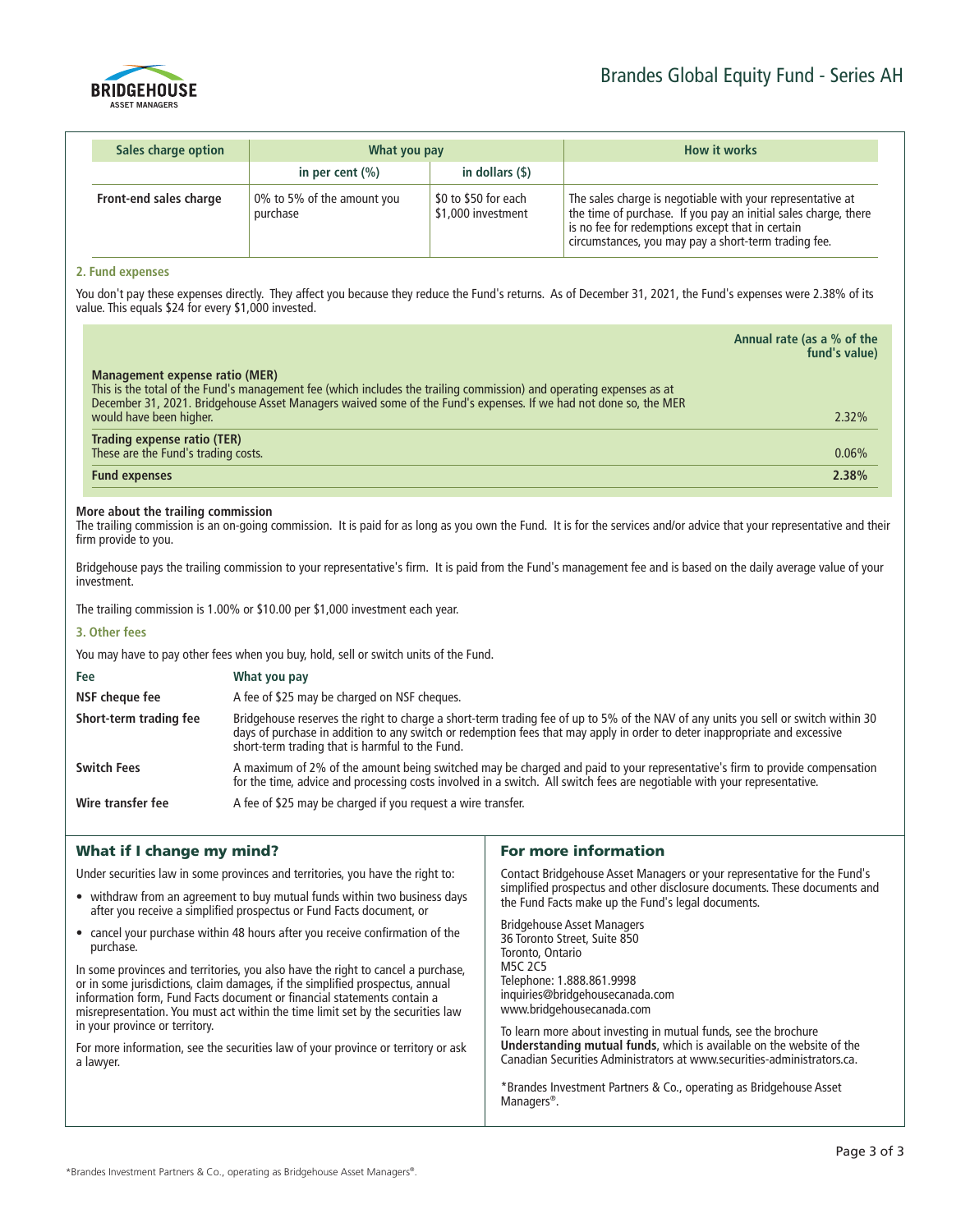# Brandes Global Equity Fund - Series AH

| Sales charge option | What you pay | | How it works |
|---|---|---|---|
| | in per cent (%) | in dollars ($) | |
| Front-end sales charge | 0% to 5% of the amount you purchase | $0 to $50 for each $1,000 investment | The sales charge is negotiable with your representative at the time of purchase. If you pay an initial sales charge, there is no fee for redemptions except that in certain circumstances, you may pay a short-term trading fee. |

### 2. Fund expenses

You don't pay these expenses directly. They affect you because they reduce the Fund's returns. As of December 31, 2021, the Fund's expenses were 2.38% of its value. This equals $24 for every $1,000 invested.

| | Annual rate (as a % of the fund's value) |
|---|---|
| **Management expense ratio (MER)**<br>This is the total of the Fund's management fee (which includes the trailing commission) and operating expenses as at December 31, 2021. Bridgehouse Asset Managers waived some of the Fund's expenses. If we had not done so, the MER would have been higher. | 2.32% |
| **Trading expense ratio (TER)**<br>These are the Fund's trading costs. | 0.06% |
| **Fund expenses** | **2.38%** |

**More about the trailing commission**

The trailing commission is an on-going commission. It is paid for as long as you own the Fund. It is for the services and/or advice that your representative and their firm provide to you.

Bridgehouse pays the trailing commission to your representative's firm. It is paid from the Fund's management fee and is based on the daily average value of your investment.

The trailing commission is 1.00% or $10.00 per $1,000 investment each year.

### 3. Other fees

You may have to pay other fees when you buy, hold, sell or switch units of the Fund.

| Fee | What you pay |
|---|---|
| NSF cheque fee | A fee of $25 may be charged on NSF cheques. |
| Short-term trading fee | Bridgehouse reserves the right to charge a short-term trading fee of up to 5% of the NAV of any units you sell or switch within 30 days of purchase in addition to any switch or redemption fees that may apply in order to deter inappropriate and excessive short-term trading that is harmful to the Fund. |
| Switch Fees | A maximum of 2% of the amount being switched may be charged and paid to your representative's firm to provide compensation for the time, advice and processing costs involved in a switch. All switch fees are negotiable with your representative. |
| Wire transfer fee | A fee of $25 may be charged if you request a wire transfer. |

## What if I change my mind?

Under securities law in some provinces and territories, you have the right to:

- withdraw from an agreement to buy mutual funds within two business days after you receive a simplified prospectus or Fund Facts document, or
- cancel your purchase within 48 hours after you receive confirmation of the purchase.

In some provinces and territories, you also have the right to cancel a purchase, or in some jurisdictions, claim damages, if the simplified prospectus, annual information form, Fund Facts document or financial statements contain a misrepresentation. You must act within the time limit set by the securities law in your province or territory.

For more information, see the securities law of your province or territory or ask a lawyer.

## For more information

Contact Bridgehouse Asset Managers or your representative for the Fund's simplified prospectus and other disclosure documents. These documents and the Fund Facts make up the Fund's legal documents.

Bridgehouse Asset Managers
36 Toronto Street, Suite 850
Toronto, Ontario
M5C 2C5
Telephone: 1.888.861.9998
inquiries@bridgehousecanada.com
www.bridgehousecanada.com

To learn more about investing in mutual funds, see the brochure **Understanding mutual funds**, which is available on the website of the Canadian Securities Administrators at www.securities-administrators.ca.

*Brandes Investment Partners & Co., operating as Bridgehouse Asset Managers®.